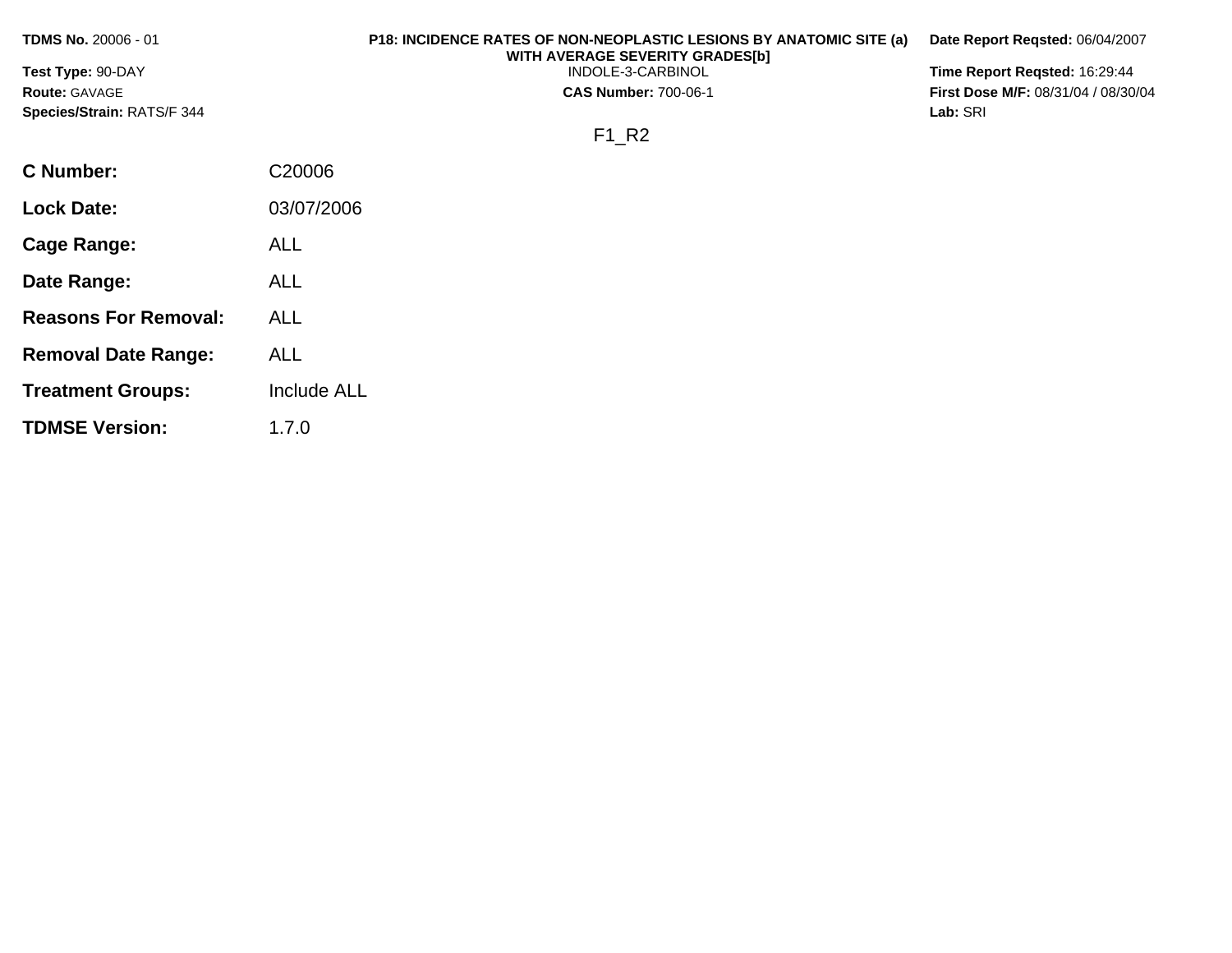**TDMS No.** 20006 - 01
**Test Type:** 90-DAY
**Route:** GAVAGE
**Species/Strain:** RATS/F 344

**P18: INCIDENCE RATES OF NON-NEOPLASTIC LESIONS BY ANATOMIC SITE (a) WITH AVERAGE SEVERITY GRADES[b]**
INDOLE-3-CARBINOL
**CAS Number:** 700-06-1

**Date Report Reqsted:** 06/04/2007
**Time Report Reqsted:** 16:29:44
**First Dose M/F:** 08/31/04 / 08/30/04
**Lab:** SRI

F1_R2

| | |
|---|---|
| **C Number:** | C20006 |
| **Lock Date:** | 03/07/2006 |
| **Cage Range:** | ALL |
| **Date Range:** | ALL |
| **Reasons For Removal:** | ALL |
| **Removal Date Range:** | ALL |
| **Treatment Groups:** | Include ALL |
| **TDMSE Version:** | 1.7.0 |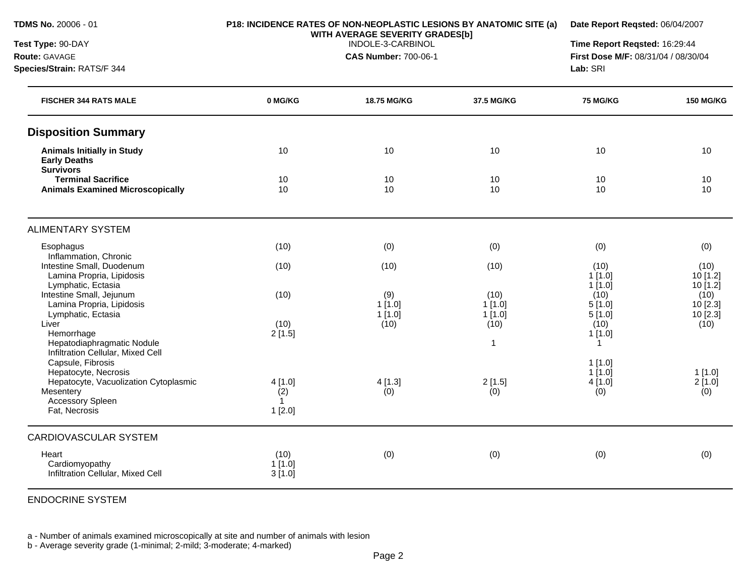**TDMS No.** 20006 - 01
**Test Type:** 90-DAY
**Route:** GAVAGE
**Species/Strain:** RATS/F 344

**P18: INCIDENCE RATES OF NON-NEOPLASTIC LESIONS BY ANATOMIC SITE (a) WITH AVERAGE SEVERITY GRADES[b]**
INDOLE-3-CARBINOL
**CAS Number:** 700-06-1

**Date Report Reqsted:** 06/04/2007
**Time Report Reqsted:** 16:29:44
**First Dose M/F:** 08/31/04 / 08/30/04
**Lab:** SRI

| FISCHER 344 RATS MALE | 0 MG/KG | 18.75 MG/KG | 37.5 MG/KG | 75 MG/KG | 150 MG/KG |
|---|---|---|---|---|---|
| **Disposition Summary** | | | | | |
| **Animals Initially in Study** | 10 | 10 | 10 | 10 | 10 |
| **Early Deaths** | | | | | |
| **Survivors** | | | | | |
| **Terminal Sacrifice** | 10 | 10 | 10 | 10 | 10 |
| **Animals Examined Microscopically** | 10 | 10 | 10 | 10 | 10 |
| ALIMENTARY SYSTEM | | | | | |
| Esophagus | (10) | (0) | (0) | (0) | (0) |
| Inflammation, Chronic | | | | | |
| Intestine Small, Duodenum | (10) | (10) | (10) | (10) | (10) |
| Lamina Propria, Lipidosis | | | | 1 [1.0] | 10 [1.2] |
| Lymphatic, Ectasia | | | | 1 [1.0] | 10 [1.2] |
| Intestine Small, Jejunum | (10) | (9) | (10) | (10) | (10) |
| Lamina Propria, Lipidosis | | 1 [1.0] | 1 [1.0] | 5 [1.0] | 10 [2.3] |
| Lymphatic, Ectasia | | 1 [1.0] | 1 [1.0] | 5 [1.0] | 10 [2.3] |
| Liver | (10) | (10) | (10) | (10) | (10) |
| Hemorrhage | 2 [1.5] | | | 1 [1.0] | |
| Hepatodiaphragmatic Nodule | | | 1 | 1 | |
| Infiltration Cellular, Mixed Cell | | | | | |
| Capsule, Fibrosis | | | | 1 [1.0] | |
| Hepatocyte, Necrosis | | | | 1 [1.0] | 1 [1.0] |
| Hepatocyte, Vacuolization Cytoplasmic | 4 [1.0] | 4 [1.3] | 2 [1.5] | 4 [1.0] | 2 [1.0] |
| Mesentery | (2) | (0) | (0) | (0) | (0) |
| Accessory Spleen | 1 | | | | |
| Fat, Necrosis | 1 [2.0] | | | | |
| CARDIOVASCULAR SYSTEM | | | | | |
| Heart | (10) | (0) | (0) | (0) | (0) |
| Cardiomyopathy | 1 [1.0] | | | | |
| Infiltration Cellular, Mixed Cell | 3 [1.0] | | | | |
| ENDOCRINE SYSTEM | | | | | |

a - Number of animals examined microscopically at site and number of animals with lesion
b - Average severity grade (1-minimal; 2-mild; 3-moderate; 4-marked)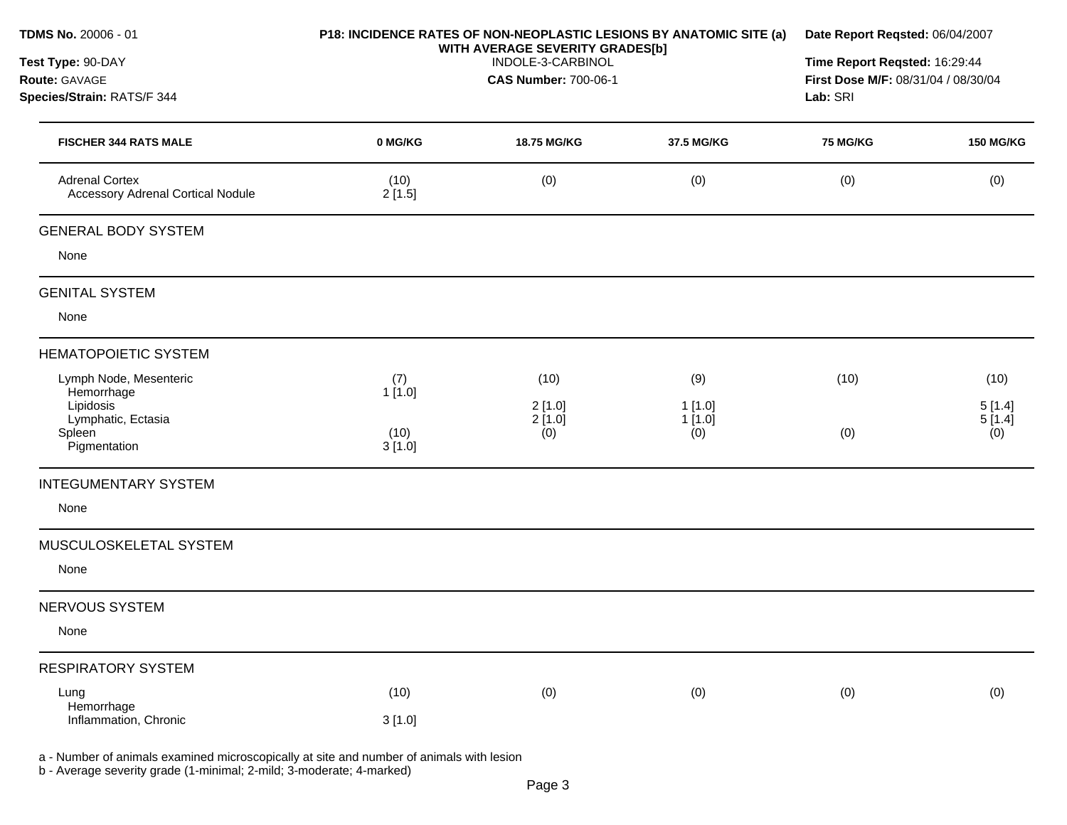**TDMS No.** 20006 - 01
**Test Type:** 90-DAY
**Route:** GAVAGE
**Species/Strain:** RATS/F 344

**P18: INCIDENCE RATES OF NON-NEOPLASTIC LESIONS BY ANATOMIC SITE (a) WITH AVERAGE SEVERITY GRADES[b]**
INDOLE-3-CARBINOL
**CAS Number:** 700-06-1

**Date Report Reqsted:** 06/04/2007
**Time Report Reqsted:** 16:29:44
**First Dose M/F:** 08/31/04 / 08/30/04
**Lab:** SRI

| FISCHER 344 RATS MALE | 0 MG/KG | 18.75 MG/KG | 37.5 MG/KG | 75 MG/KG | 150 MG/KG |
|---|---|---|---|---|---|
| Adrenal Cortex | (10) | (0) | (0) | (0) | (0) |
| Accessory Adrenal Cortical Nodule | 2 [1.5] | | | | |
| **GENERAL BODY SYSTEM** | | | | | |
| None | | | | | |
| **GENITAL SYSTEM** | | | | | |
| None | | | | | |
| **HEMATOPOIETIC SYSTEM** | | | | | |
| Lymph Node, Mesenteric | (7) | (10) | (9) | (10) | (10) |
| Hemorrhage | 1 [1.0] | | | | |
| Lipidosis | | 2 [1.0] | 1 [1.0] | | 5 [1.4] |
| Lymphatic, Ectasia | | 2 [1.0] | 1 [1.0] | | 5 [1.4] |
| Spleen | (10) | (0) | (0) | (0) | (0) |
| Pigmentation | 3 [1.0] | | | | |
| **INTEGUMENTARY SYSTEM** | | | | | |
| None | | | | | |
| **MUSCULOSKELETAL SYSTEM** | | | | | |
| None | | | | | |
| **NERVOUS SYSTEM** | | | | | |
| None | | | | | |
| **RESPIRATORY SYSTEM** | | | | | |
| Lung | (10) | (0) | (0) | (0) | (0) |
| Hemorrhage | | | | | |
| Inflammation, Chronic | 3 [1.0] | | | | |

a - Number of animals examined microscopically at site and number of animals with lesion
b - Average severity grade (1-minimal; 2-mild; 3-moderate; 4-marked)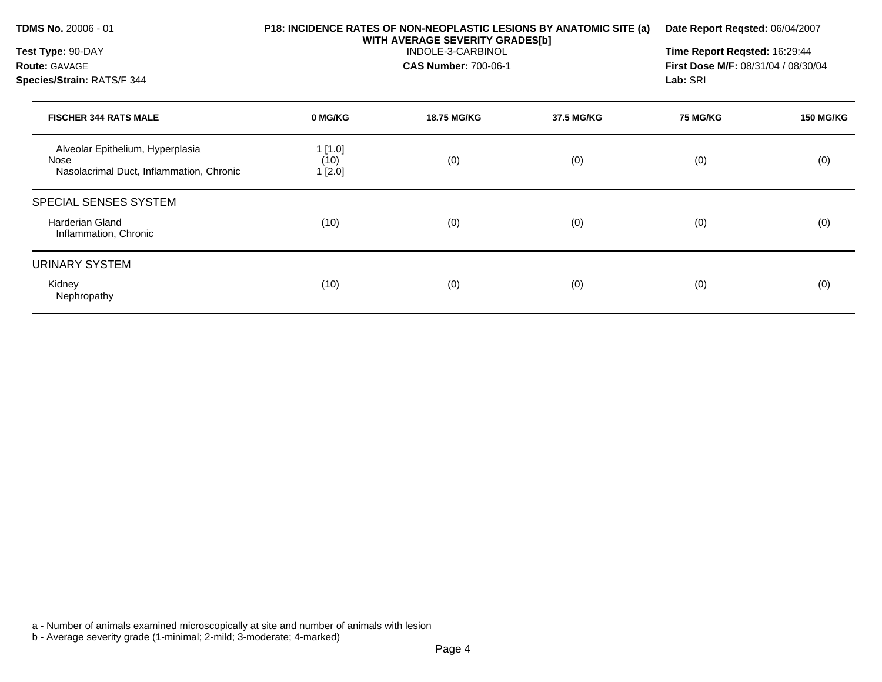**TDMS No.** 20006 - 01
**Test Type:** 90-DAY
**Route:** GAVAGE
**Species/Strain:** RATS/F 344

**P18: INCIDENCE RATES OF NON-NEOPLASTIC LESIONS BY ANATOMIC SITE (a) WITH AVERAGE SEVERITY GRADES[b]**
INDOLE-3-CARBINOL
**CAS Number:** 700-06-1

**Date Report Reqsted:** 06/04/2007
**Time Report Reqsted:** 16:29:44
**First Dose M/F:** 08/31/04 / 08/30/04
**Lab:** SRI

| FISCHER 344 RATS MALE | 0 MG/KG | 18.75 MG/KG | 37.5 MG/KG | 75 MG/KG | 150 MG/KG |
|---|---|---|---|---|---|
| Alveolar Epithelium, Hyperplasia | 1 [1.0] | | | | |
| Nose | (10) | (0) | (0) | (0) | (0) |
| Nasolacrimal Duct, Inflammation, Chronic | 1 [2.0] | | | | |
| **SPECIAL SENSES SYSTEM** | | | | | |
| Harderian Gland | (10) | (0) | (0) | (0) | (0) |
| Inflammation, Chronic | | | | | |
| **URINARY SYSTEM** | | | | | |
| Kidney | (10) | (0) | (0) | (0) | (0) |
| Nephropathy | | | | | |

a - Number of animals examined microscopically at site and number of animals with lesion
b - Average severity grade (1-minimal; 2-mild; 3-moderate; 4-marked)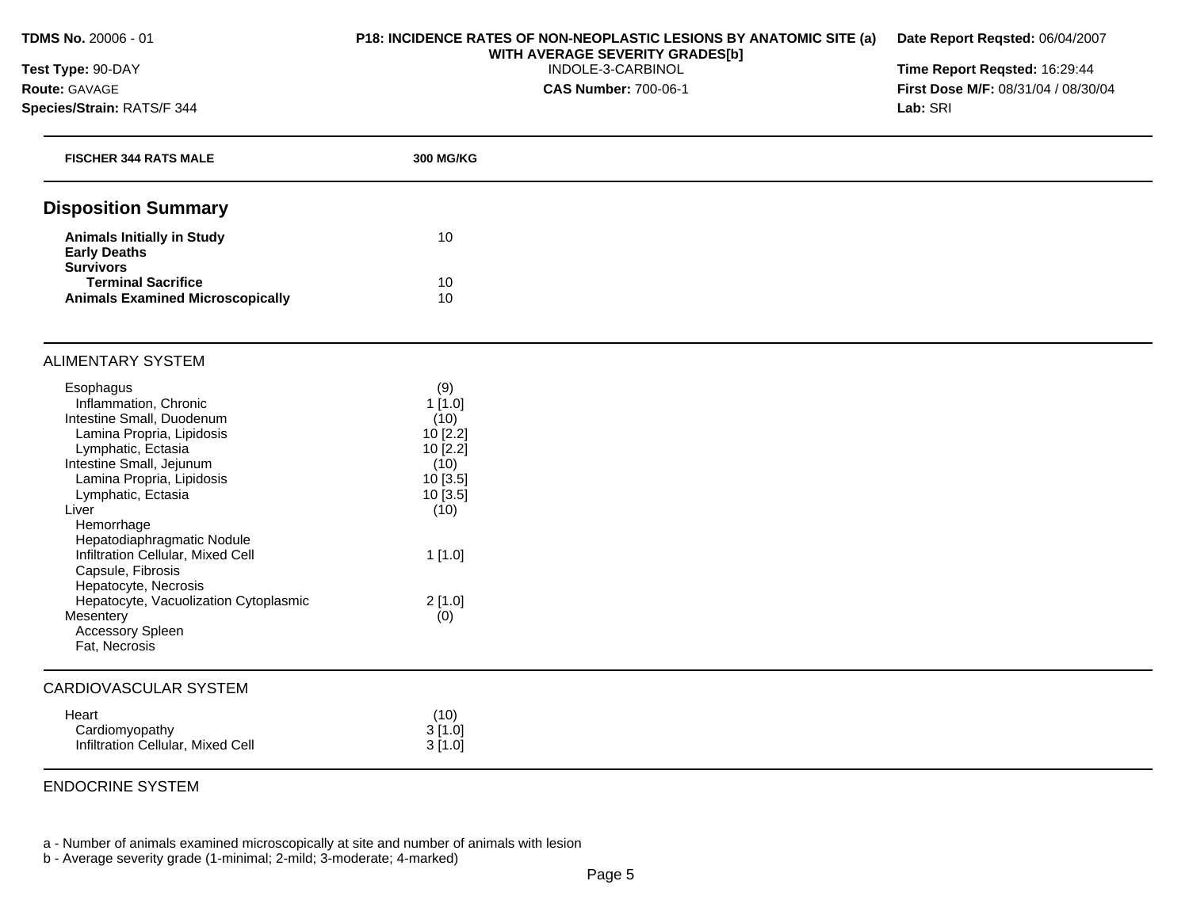**TDMS No.** 20006 - 01
**Test Type:** 90-DAY
**Route:** GAVAGE
**Species/Strain:** RATS/F 344

**P18: INCIDENCE RATES OF NON-NEOPLASTIC LESIONS BY ANATOMIC SITE (a) WITH AVERAGE SEVERITY GRADES[b]**
INDOLE-3-CARBINOL
**CAS Number:** 700-06-1

**Date Report Reqsted:** 06/04/2007
**Time Report Reqsted:** 16:29:44
**First Dose M/F:** 08/31/04 / 08/30/04
**Lab:** SRI

| FISCHER 344 RATS MALE | 300 MG/KG |
|---|---|
| **Disposition Summary** | |
| **Animals Initially in Study** | 10 |
| **Early Deaths** | |
| **Survivors** | |
| **Terminal Sacrifice** | 10 |
| **Animals Examined Microscopically** | 10 |
| ALIMENTARY SYSTEM | |
| Esophagus | (9) |
| Inflammation, Chronic | 1 [1.0] |
| Intestine Small, Duodenum | (10) |
| Lamina Propria, Lipidosis | 10 [2.2] |
| Lymphatic, Ectasia | 10 [2.2] |
| Intestine Small, Jejunum | (10) |
| Lamina Propria, Lipidosis | 10 [3.5] |
| Lymphatic, Ectasia | 10 [3.5] |
| Liver | (10) |
| Hemorrhage | |
| Hepatodiaphragmatic Nodule | |
| Infiltration Cellular, Mixed Cell | 1 [1.0] |
| Capsule, Fibrosis | |
| Hepatocyte, Necrosis | |
| Hepatocyte, Vacuolization Cytoplasmic | 2 [1.0] |
| Mesentery | (0) |
| Accessory Spleen | |
| Fat, Necrosis | |
| CARDIOVASCULAR SYSTEM | |
| Heart | (10) |
| Cardiomyopathy | 3 [1.0] |
| Infiltration Cellular, Mixed Cell | 3 [1.0] |
| ENDOCRINE SYSTEM | |

a - Number of animals examined microscopically at site and number of animals with lesion
b - Average severity grade (1-minimal; 2-mild; 3-moderate; 4-marked)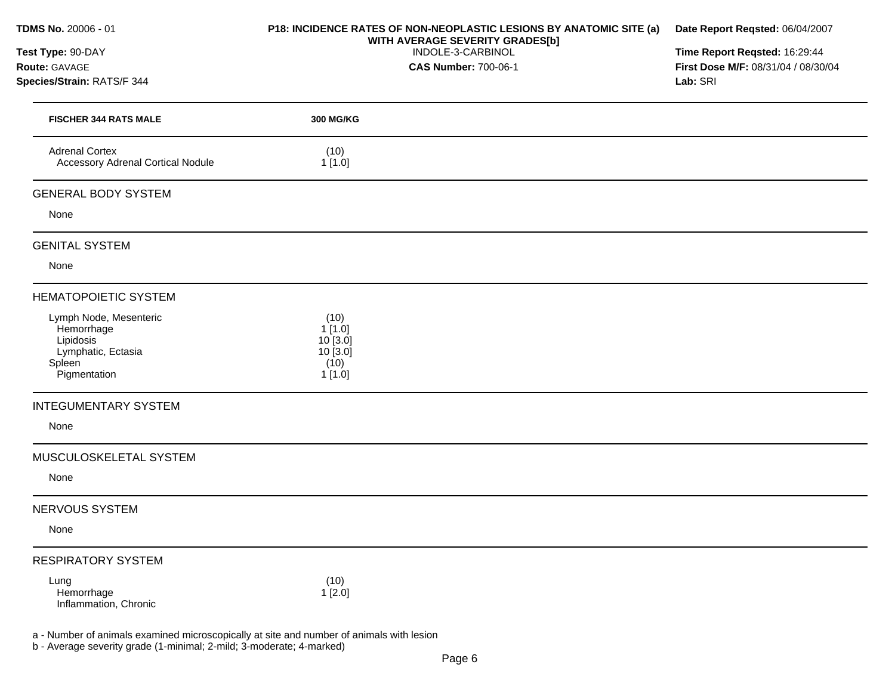**TDMS No.** 20006 - 01
**Test Type:** 90-DAY
**Route:** GAVAGE
**Species/Strain:** RATS/F 344

**P18: INCIDENCE RATES OF NON-NEOPLASTIC LESIONS BY ANATOMIC SITE (a) WITH AVERAGE SEVERITY GRADES[b]**
INDOLE-3-CARBINOL
**CAS Number:** 700-06-1

**Date Report Reqsted:** 06/04/2007
**Time Report Reqsted:** 16:29:44
**First Dose M/F:** 08/31/04 / 08/30/04
**Lab:** SRI

| FISCHER 344 RATS MALE | 300 MG/KG |
|---|---|
| Adrenal Cortex | (10) |
| Accessory Adrenal Cortical Nodule | 1 [1.0] |
| **GENERAL BODY SYSTEM** | |
| None | |
| **GENITAL SYSTEM** | |
| None | |
| **HEMATOPOIETIC SYSTEM** | |
| Lymph Node, Mesenteric | (10) |
| Hemorrhage | 1 [1.0] |
| Lipidosis | 10 [3.0] |
| Lymphatic, Ectasia | 10 [3.0] |
| Spleen | (10) |
| Pigmentation | 1 [1.0] |
| **INTEGUMENTARY SYSTEM** | |
| None | |
| **MUSCULOSKELETAL SYSTEM** | |
| None | |
| **NERVOUS SYSTEM** | |
| None | |
| **RESPIRATORY SYSTEM** | |
| Lung | (10) |
| Hemorrhage | 1 [2.0] |
| Inflammation, Chronic | |

a - Number of animals examined microscopically at site and number of animals with lesion
b - Average severity grade (1-minimal; 2-mild; 3-moderate; 4-marked)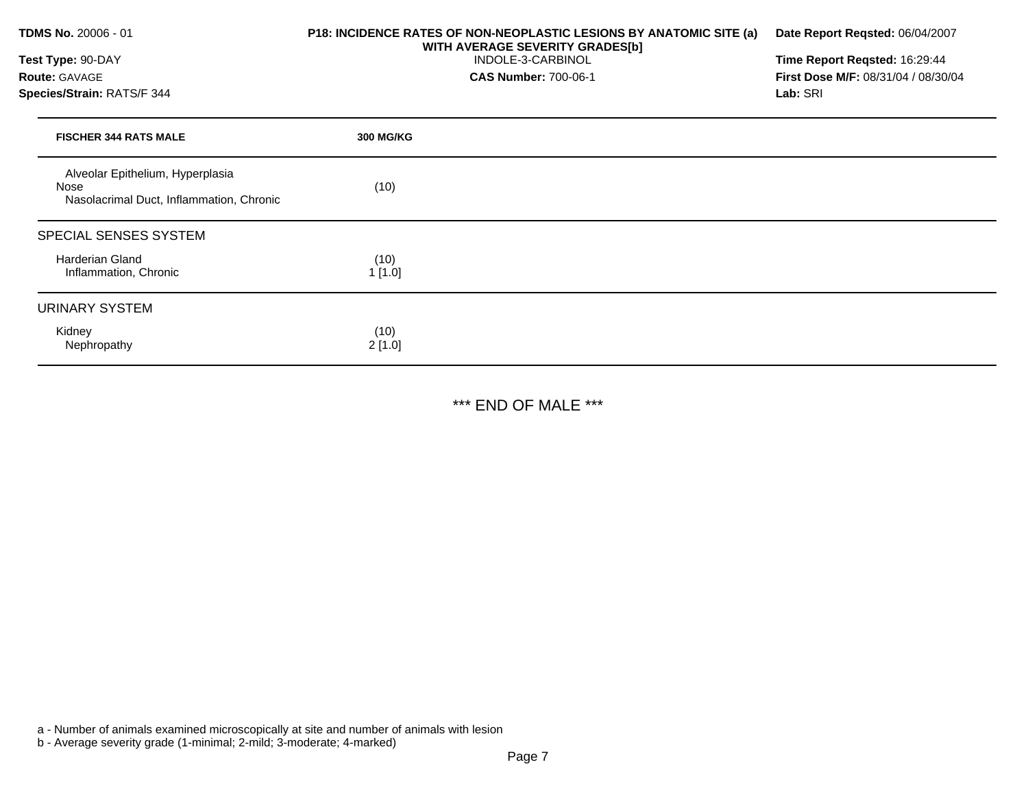**TDMS No.** 20006 - 01
**Test Type:** 90-DAY
**Route:** GAVAGE
**Species/Strain:** RATS/F 344

**P18: INCIDENCE RATES OF NON-NEOPLASTIC LESIONS BY ANATOMIC SITE (a) WITH AVERAGE SEVERITY GRADES[b]**
INDOLE-3-CARBINOL
**CAS Number:** 700-06-1

**Date Report Reqsted:** 06/04/2007
**Time Report Reqsted:** 16:29:44
**First Dose M/F:** 08/31/04 / 08/30/04
**Lab:** SRI

| FISCHER 344 RATS MALE | 300 MG/KG |
|---|---|
| Alveolar Epithelium, Hyperplasia | |
| Nose | (10) |
| Nasolacrimal Duct, Inflammation, Chronic | |
| **SPECIAL SENSES SYSTEM** | |
| Harderian Gland | (10) |
| Inflammation, Chronic | 1 [1.0] |
| **URINARY SYSTEM** | |
| Kidney | (10) |
| Nephropathy | 2 [1.0] |

*** END OF MALE ***

a - Number of animals examined microscopically at site and number of animals with lesion
b - Average severity grade (1-minimal; 2-mild; 3-moderate; 4-marked)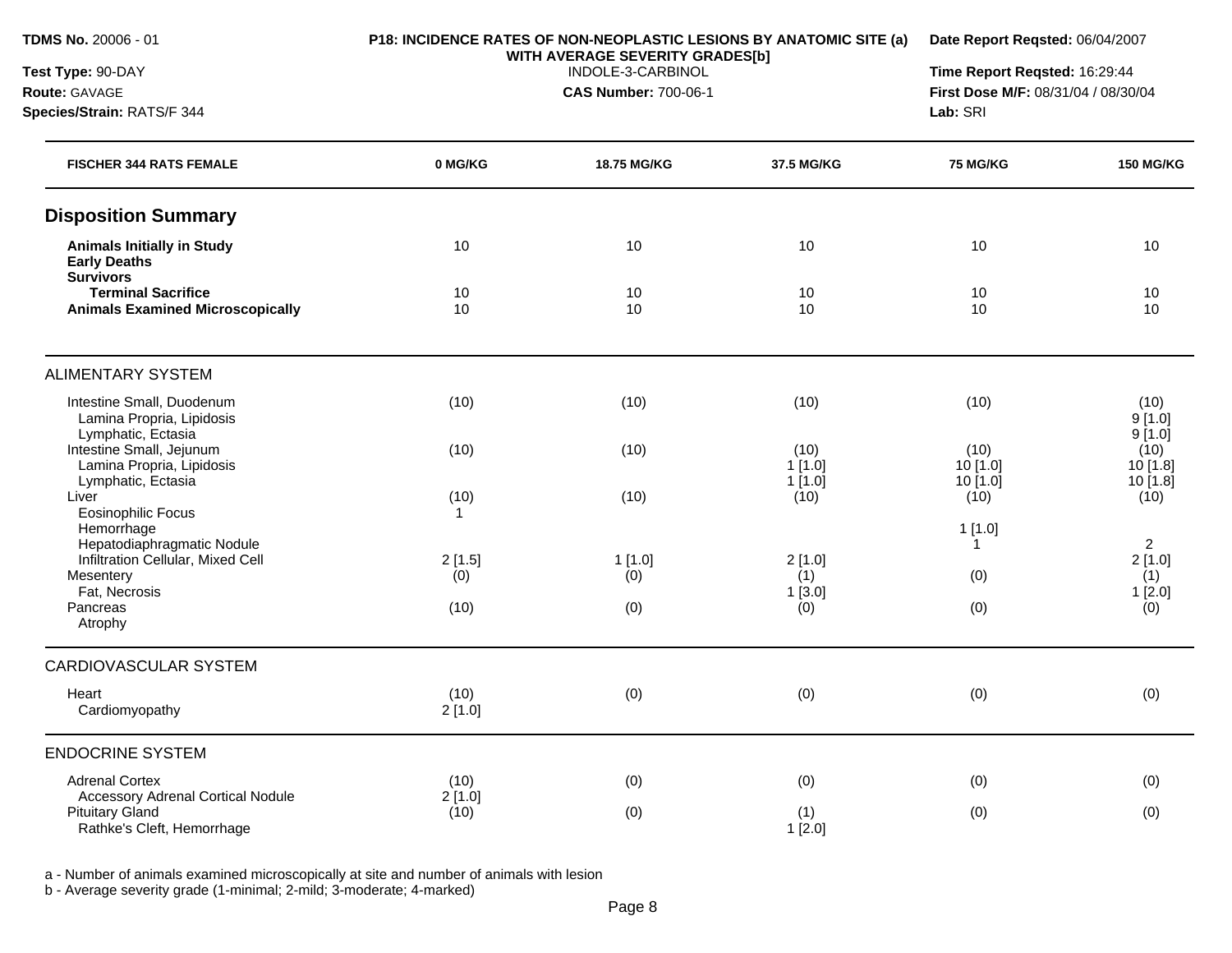**TDMS No.** 20006 - 01
**Test Type:** 90-DAY
**Route:** GAVAGE
**Species/Strain:** RATS/F 344

**P18: INCIDENCE RATES OF NON-NEOPLASTIC LESIONS BY ANATOMIC SITE (a) WITH AVERAGE SEVERITY GRADES[b]**
INDOLE-3-CARBINOL
**CAS Number:** 700-06-1

**Date Report Reqsted:** 06/04/2007
**Time Report Reqsted:** 16:29:44
**First Dose M/F:** 08/31/04 / 08/30/04
**Lab:** SRI

| FISCHER 344 RATS FEMALE | 0 MG/KG | 18.75 MG/KG | 37.5 MG/KG | 75 MG/KG | 150 MG/KG |
|---|---|---|---|---|---|
| **Disposition Summary** | | | | | |
| **Animals Initially in Study** | 10 | 10 | 10 | 10 | 10 |
| **Early Deaths** | | | | | |
| **Survivors** | | | | | |
| **Terminal Sacrifice** | 10 | 10 | 10 | 10 | 10 |
| **Animals Examined Microscopically** | 10 | 10 | 10 | 10 | 10 |
| ALIMENTARY SYSTEM | | | | | |
| Intestine Small, Duodenum | (10) | (10) | (10) | (10) | (10) |
| Lamina Propria, Lipidosis | | | | | 9 [1.0] |
| Lymphatic, Ectasia | | | | | 9 [1.0] |
| Intestine Small, Jejunum | (10) | (10) | (10) | (10) | (10) |
| Lamina Propria, Lipidosis | | | 1 [1.0] | 10 [1.0] | 10 [1.8] |
| Lymphatic, Ectasia | | | 1 [1.0] | 10 [1.0] | 10 [1.8] |
| Liver | (10) | (10) | (10) | (10) | (10) |
| Eosinophilic Focus | 1 | | | | |
| Hemorrhage | | | | 1 [1.0] | |
| Hepatodiaphragmatic Nodule | | | | 1 | 2 |
| Infiltration Cellular, Mixed Cell | 2 [1.5] | 1 [1.0] | 2 [1.0] | | 2 [1.0] |
| Mesentery | (0) | (0) | (1) | (0) | (1) |
| Fat, Necrosis | | | 1 [3.0] | | 1 [2.0] |
| Pancreas | (10) | (0) | (0) | (0) | (0) |
| Atrophy | | | | | |
| CARDIOVASCULAR SYSTEM | | | | | |
| Heart | (10) | (0) | (0) | (0) | (0) |
| Cardiomyopathy | 2 [1.0] | | | | |
| ENDOCRINE SYSTEM | | | | | |
| Adrenal Cortex | (10) | (0) | (0) | (0) | (0) |
| Accessory Adrenal Cortical Nodule | 2 [1.0] | | | | |
| Pituitary Gland | (10) | (0) | (1) | (0) | (0) |
| Rathke's Cleft, Hemorrhage | | | 1 [2.0] | | |

a - Number of animals examined microscopically at site and number of animals with lesion
b - Average severity grade (1-minimal; 2-mild; 3-moderate; 4-marked)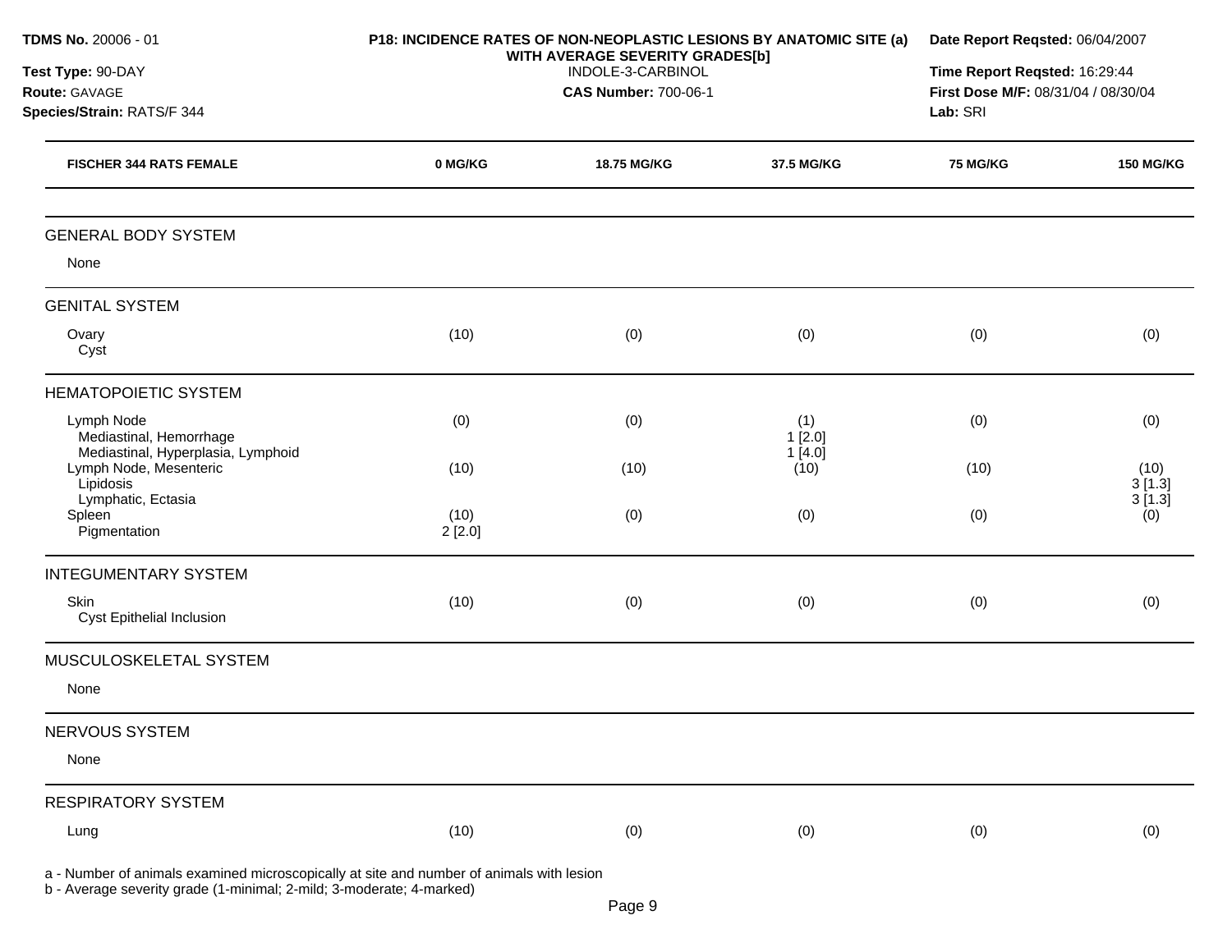**TDMS No.** 20006 - 01
**Test Type:** 90-DAY
**Route:** GAVAGE
**Species/Strain:** RATS/F 344

**P18: INCIDENCE RATES OF NON-NEOPLASTIC LESIONS BY ANATOMIC SITE (a) WITH AVERAGE SEVERITY GRADES[b]**
INDOLE-3-CARBINOL
**CAS Number:** 700-06-1

**Date Report Reqsted:** 06/04/2007
**Time Report Reqsted:** 16:29:44
**First Dose M/F:** 08/31/04 / 08/30/04
**Lab:** SRI

| FISCHER 344 RATS FEMALE | 0 MG/KG | 18.75 MG/KG | 37.5 MG/KG | 75 MG/KG | 150 MG/KG |
|---|---|---|---|---|---|
| **GENERAL BODY SYSTEM** | | | | | |
| None | | | | | |
| **GENITAL SYSTEM** | | | | | |
| Ovary | (10) | (0) | (0) | (0) | (0) |
| Cyst | | | | | |
| **HEMATOPOIETIC SYSTEM** | | | | | |
| Lymph Node | (0) | (0) | (1) | (0) | (0) |
| Mediastinal, Hemorrhage | | | 1 [2.0] | | |
| Mediastinal, Hyperplasia, Lymphoid | | | 1 [4.0] | | |
| Lymph Node, Mesenteric | (10) | (10) | (10) | (10) | (10) |
| Lipidosis | | | | | 3 [1.3] |
| Lymphatic, Ectasia | | | | | 3 [1.3] |
| Spleen | (10) | (0) | (0) | (0) | (0) |
| Pigmentation | 2 [2.0] | | | | |
| **INTEGUMENTARY SYSTEM** | | | | | |
| Skin | (10) | (0) | (0) | (0) | (0) |
| Cyst Epithelial Inclusion | | | | | |
| **MUSCULOSKELETAL SYSTEM** | | | | | |
| None | | | | | |
| **NERVOUS SYSTEM** | | | | | |
| None | | | | | |
| **RESPIRATORY SYSTEM** | | | | | |
| Lung | (10) | (0) | (0) | (0) | (0) |

a - Number of animals examined microscopically at site and number of animals with lesion
b - Average severity grade (1-minimal; 2-mild; 3-moderate; 4-marked)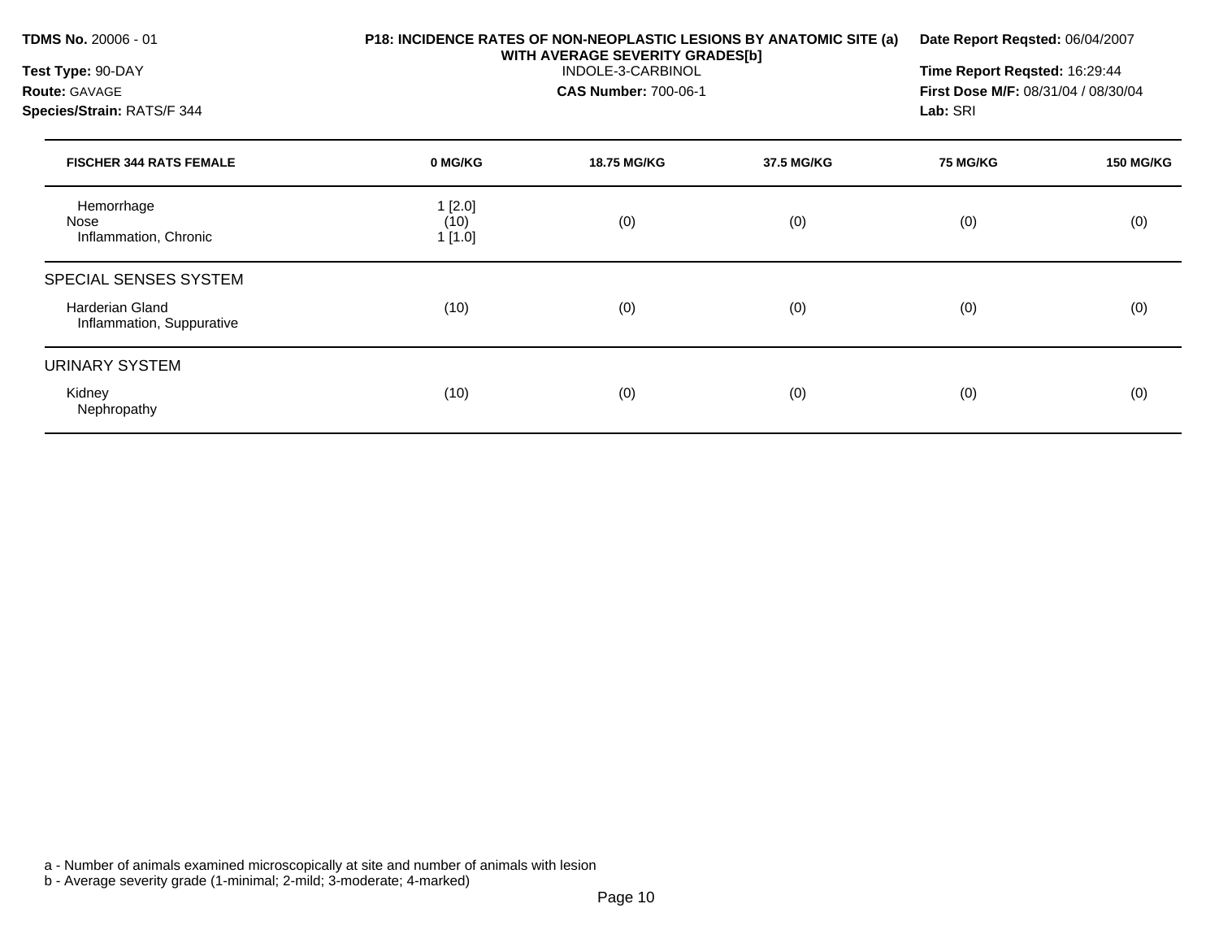**TDMS No.** 20006 - 01
**Test Type:** 90-DAY
**Route:** GAVAGE
**Species/Strain:** RATS/F 344

**P18: INCIDENCE RATES OF NON-NEOPLASTIC LESIONS BY ANATOMIC SITE (a) WITH AVERAGE SEVERITY GRADES[b]**
INDOLE-3-CARBINOL
**CAS Number:** 700-06-1

**Date Report Reqsted:** 06/04/2007
**Time Report Reqsted:** 16:29:44
**First Dose M/F:** 08/31/04 / 08/30/04
**Lab:** SRI

| FISCHER 344 RATS FEMALE | 0 MG/KG | 18.75 MG/KG | 37.5 MG/KG | 75 MG/KG | 150 MG/KG |
|---|---|---|---|---|---|
| Hemorrhage | 1 [2.0] | | | | |
| Nose | (10) | (0) | (0) | (0) | (0) |
| Inflammation, Chronic | 1 [1.0] | | | | |
| **SPECIAL SENSES SYSTEM** | | | | | |
| Harderian Gland | (10) | (0) | (0) | (0) | (0) |
| Inflammation, Suppurative | | | | | |
| **URINARY SYSTEM** | | | | | |
| Kidney | (10) | (0) | (0) | (0) | (0) |
| Nephropathy | | | | | |

a - Number of animals examined microscopically at site and number of animals with lesion
b - Average severity grade (1-minimal; 2-mild; 3-moderate; 4-marked)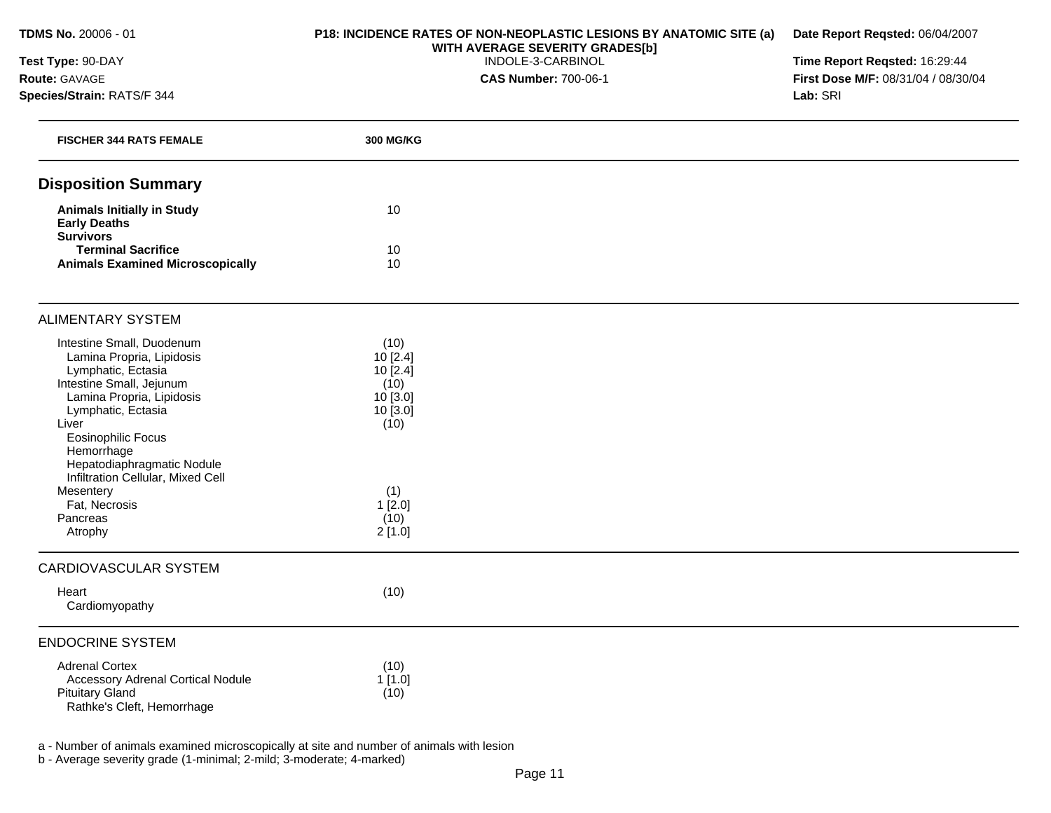**TDMS No.** 20006 - 01
**Test Type:** 90-DAY
**Route:** GAVAGE
**Species/Strain:** RATS/F 344

**P18: INCIDENCE RATES OF NON-NEOPLASTIC LESIONS BY ANATOMIC SITE (a) WITH AVERAGE SEVERITY GRADES[b]**
INDOLE-3-CARBINOL
**CAS Number:** 700-06-1

**Date Report Reqsted:** 06/04/2007
**Time Report Reqsted:** 16:29:44
**First Dose M/F:** 08/31/04 / 08/30/04
**Lab:** SRI

| FISCHER 344 RATS FEMALE | 300 MG/KG |
|---|---|
| **Disposition Summary** | |
| **Animals Initially in Study** | 10 |
| **Early Deaths** | |
| **Survivors** | |
| **Terminal Sacrifice** | 10 |
| **Animals Examined Microscopically** | 10 |
| ALIMENTARY SYSTEM | |
| Intestine Small, Duodenum | (10) |
| Lamina Propria, Lipidosis | 10 [2.4] |
| Lymphatic, Ectasia | 10 [2.4] |
| Intestine Small, Jejunum | (10) |
| Lamina Propria, Lipidosis | 10 [3.0] |
| Lymphatic, Ectasia | 10 [3.0] |
| Liver | (10) |
| Eosinophilic Focus | |
| Hemorrhage | |
| Hepatodiaphragmatic Nodule | |
| Infiltration Cellular, Mixed Cell | |
| Mesentery | (1) |
| Fat, Necrosis | 1 [2.0] |
| Pancreas | (10) |
| Atrophy | 2 [1.0] |
| CARDIOVASCULAR SYSTEM | |
| Heart | (10) |
| Cardiomyopathy | |
| ENDOCRINE SYSTEM | |
| Adrenal Cortex | (10) |
| Accessory Adrenal Cortical Nodule | 1 [1.0] |
| Pituitary Gland | (10) |
| Rathke's Cleft, Hemorrhage | |

a - Number of animals examined microscopically at site and number of animals with lesion
b - Average severity grade (1-minimal; 2-mild; 3-moderate; 4-marked)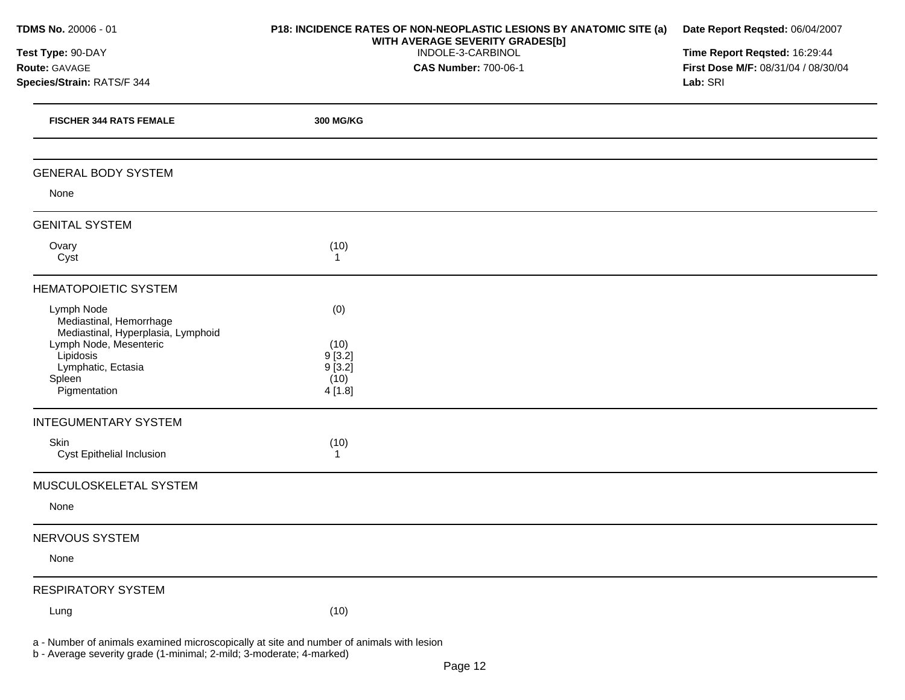**TDMS No.** 20006 - 01
**Test Type:** 90-DAY
**Route:** GAVAGE
**Species/Strain:** RATS/F 344

**P18: INCIDENCE RATES OF NON-NEOPLASTIC LESIONS BY ANATOMIC SITE (a) WITH AVERAGE SEVERITY GRADES[b]**
INDOLE-3-CARBINOL
**CAS Number:** 700-06-1

**Date Report Reqsted:** 06/04/2007
**Time Report Reqsted:** 16:29:44
**First Dose M/F:** 08/31/04 / 08/30/04
**Lab:** SRI

| FISCHER 344 RATS FEMALE | 300 MG/KG |
|---|---|
| **GENERAL BODY SYSTEM** | |
| None | |
| **GENITAL SYSTEM** | |
| Ovary | (10) |
| Cyst | 1 |
| **HEMATOPOIETIC SYSTEM** | |
| Lymph Node | (0) |
| Mediastinal, Hemorrhage | |
| Mediastinal, Hyperplasia, Lymphoid | |
| Lymph Node, Mesenteric | (10) |
| Lipidosis | 9 [3.2] |
| Lymphatic, Ectasia | 9 [3.2] |
| Spleen | (10) |
| Pigmentation | 4 [1.8] |
| **INTEGUMENTARY SYSTEM** | |
| Skin | (10) |
| Cyst Epithelial Inclusion | 1 |
| **MUSCULOSKELETAL SYSTEM** | |
| None | |
| **NERVOUS SYSTEM** | |
| None | |
| **RESPIRATORY SYSTEM** | |
| Lung | (10) |

a - Number of animals examined microscopically at site and number of animals with lesion
b - Average severity grade (1-minimal; 2-mild; 3-moderate; 4-marked)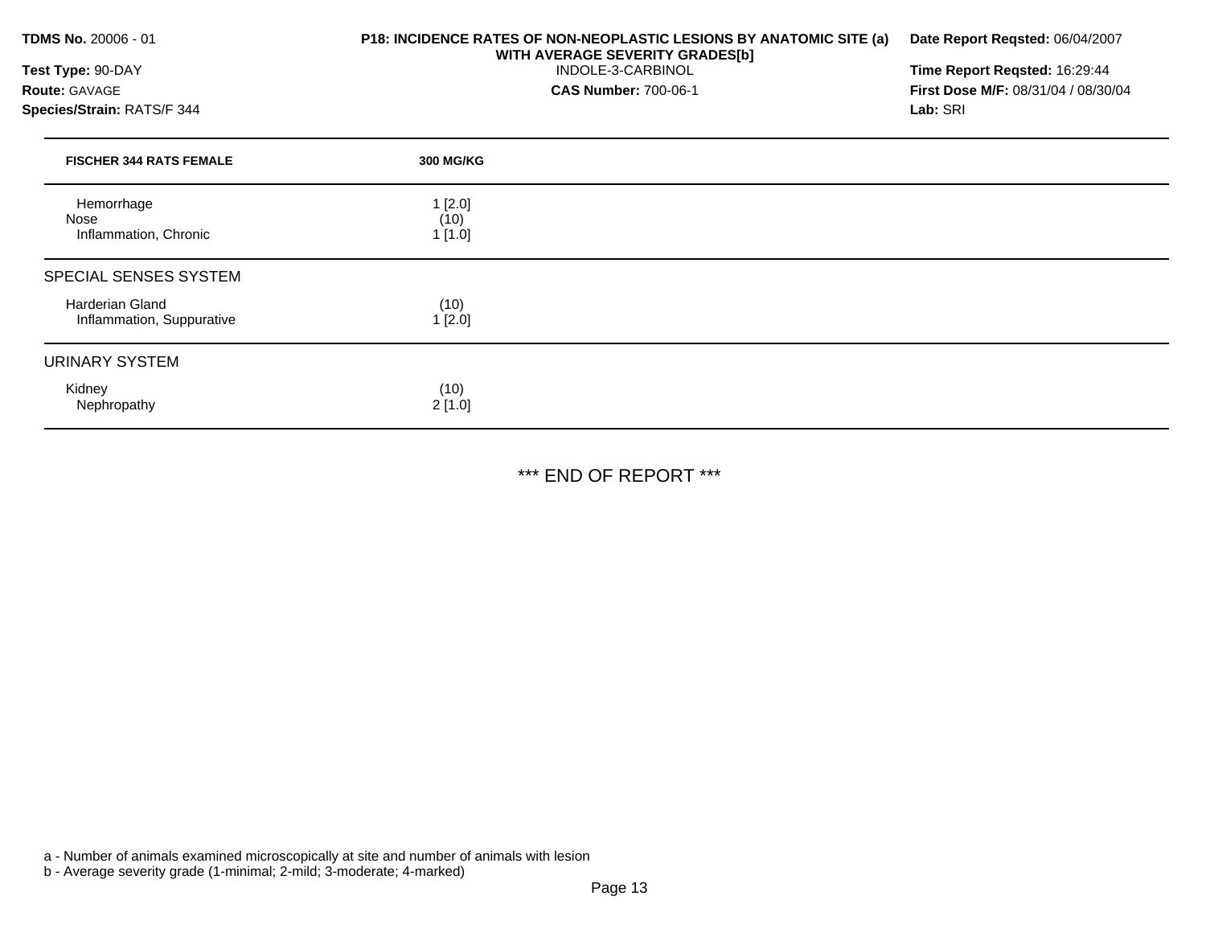**TDMS No.** 20006 - 01
**Test Type:** 90-DAY
**Route:** GAVAGE
**Species/Strain:** RATS/F 344

**P18: INCIDENCE RATES OF NON-NEOPLASTIC LESIONS BY ANATOMIC SITE (a) WITH AVERAGE SEVERITY GRADES[b]**
INDOLE-3-CARBINOL
**CAS Number:** 700-06-1

**Date Report Reqsted:** 06/04/2007
**Time Report Reqsted:** 16:29:44
**First Dose M/F:** 08/31/04 / 08/30/04
**Lab:** SRI

| FISCHER 344 RATS FEMALE | 300 MG/KG |
|---|---|
| Hemorrhage | 1 [2.0] |
| Nose | (10) |
| Inflammation, Chronic | 1 [1.0] |
| **SPECIAL SENSES SYSTEM** | |
| Harderian Gland | (10) |
| Inflammation, Suppurative | 1 [2.0] |
| **URINARY SYSTEM** | |
| Kidney | (10) |
| Nephropathy | 2 [1.0] |

*** END OF REPORT ***

a - Number of animals examined microscopically at site and number of animals with lesion
b - Average severity grade (1-minimal; 2-mild; 3-moderate; 4-marked)